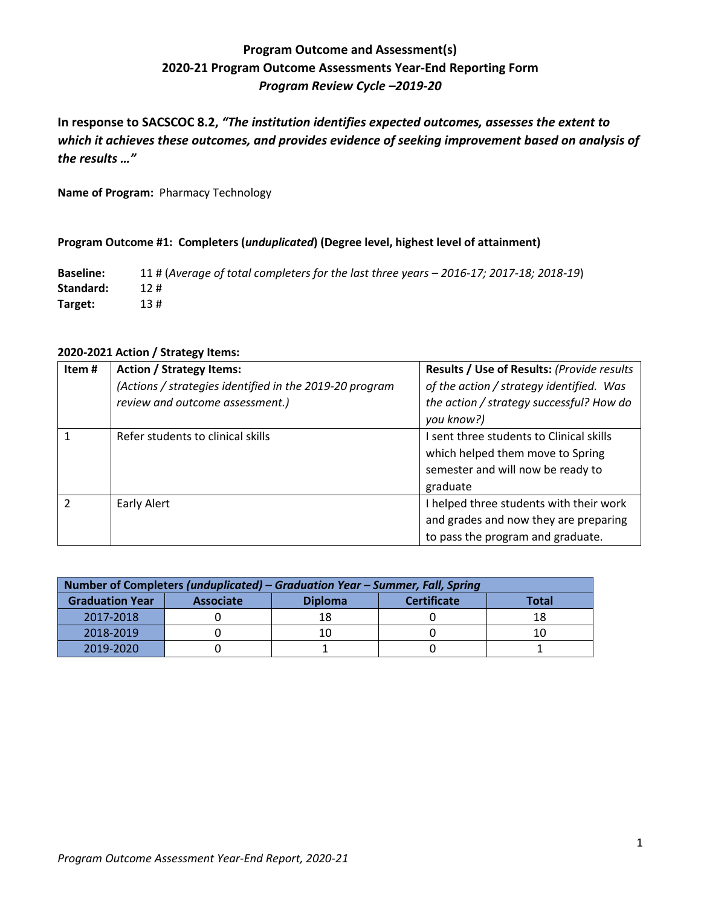# Program Outcome and Assessment(s)
## 2020-21 Program Outcome Assessments Year-End Reporting Form
### *Program Review Cycle –2019-20*

**In response to SACSCOC 8.2, *"The institution identifies expected outcomes, assesses the extent to which it achieves these outcomes, and provides evidence of seeking improvement based on analysis of the results …"***

**Name of Program:** Pharmacy Technology

**Program Outcome #1: Completers (*unduplicated*) (Degree level, highest level of attainment)**

**Baseline:** 11 # (*Average of total completers for the last three years – 2016-17; 2017-18; 2018-19*)
**Standard:** 12 #
**Target:** 13 #

**2020-2021 Action / Strategy Items:**

| Item # | Action / Strategy Items: *(Actions / strategies identified in the 2019-20 program review and outcome assessment.)* | Results / Use of Results: *(Provide results of the action / strategy identified. Was the action / strategy successful? How do you know?)* |
|---|---|---|
| 1 | Refer students to clinical skills | I sent three students to Clinical skills which helped them move to Spring semester and will now be ready to graduate |
| 2 | Early Alert | I helped three students with their work and grades and now they are preparing to pass the program and graduate. |

| Number of Completers *(unduplicated) – Graduation Year – Summer, Fall, Spring* | | | | |
|---|---|---|---|---|
| **Graduation Year** | **Associate** | **Diploma** | **Certificate** | **Total** |
| 2017-2018 | 0 | 18 | 0 | 18 |
| 2018-2019 | 0 | 10 | 0 | 10 |
| 2019-2020 | 0 | 1 | 0 | 1 |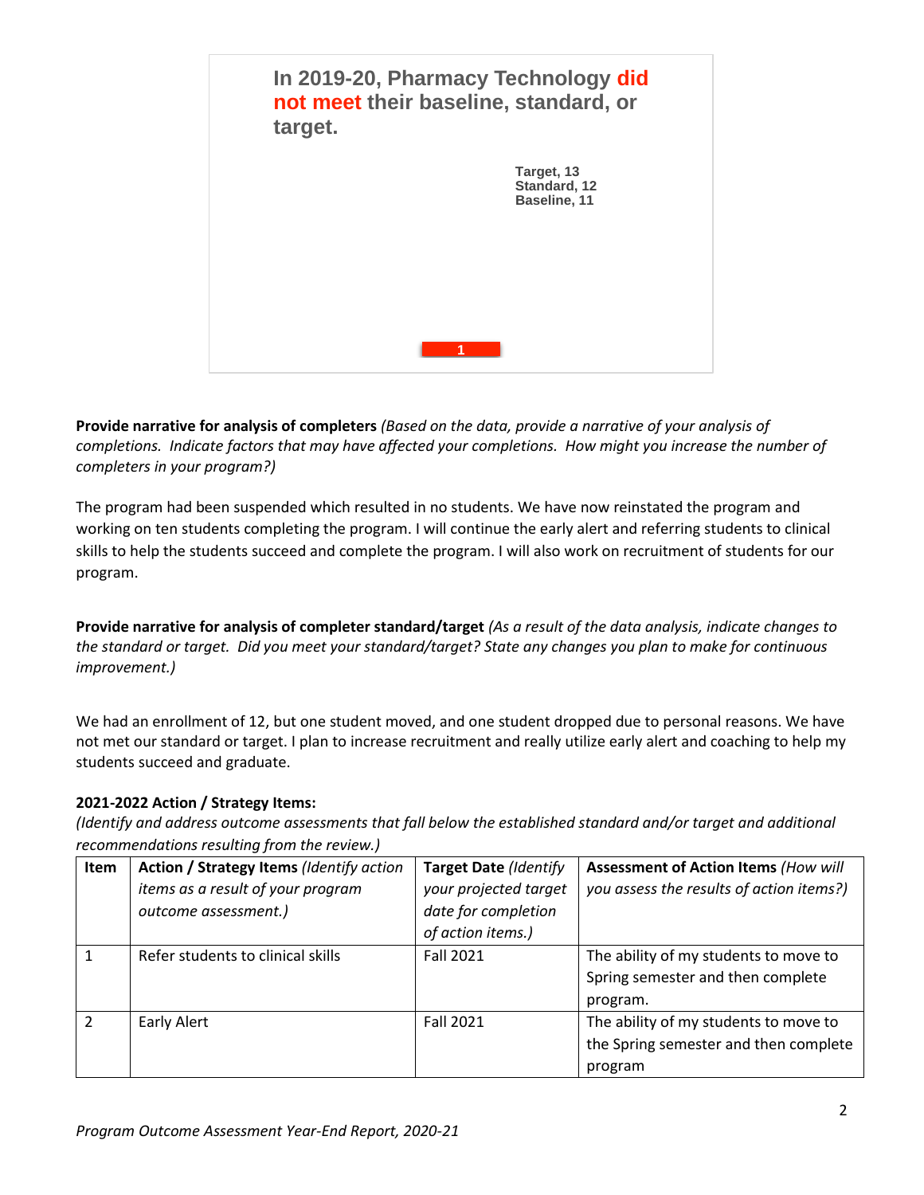**In 2019-20, Pharmacy Technology did not meet their baseline, standard, or target.**

Target, 13
Standard, 12
Baseline, 11

1

**Provide narrative for analysis of completers** *(Based on the data, provide a narrative of your analysis of completions. Indicate factors that may have affected your completions. How might you increase the number of completers in your program?)*

The program had been suspended which resulted in no students. We have now reinstated the program and working on ten students completing the program. I will continue the early alert and referring students to clinical skills to help the students succeed and complete the program. I will also work on recruitment of students for our program.

**Provide narrative for analysis of completer standard/target** *(As a result of the data analysis, indicate changes to the standard or target. Did you meet your standard/target? State any changes you plan to make for continuous improvement.)*

We had an enrollment of 12, but one student moved, and one student dropped due to personal reasons. We have not met our standard or target. I plan to increase recruitment and really utilize early alert and coaching to help my students succeed and graduate.

**2021-2022 Action / Strategy Items:**
*(Identify and address outcome assessments that fall below the established standard and/or target and additional recommendations resulting from the review.)*

| Item | Action / Strategy Items *(Identify action items as a result of your program outcome assessment.)* | Target Date *(Identify your projected target date for completion of action items.)* | Assessment of Action Items *(How will you assess the results of action items?)* |
|---|---|---|---|
| 1 | Refer students to clinical skills | Fall 2021 | The ability of my students to move to Spring semester and then complete program. |
| 2 | Early Alert | Fall 2021 | The ability of my students to move to the Spring semester and then complete program |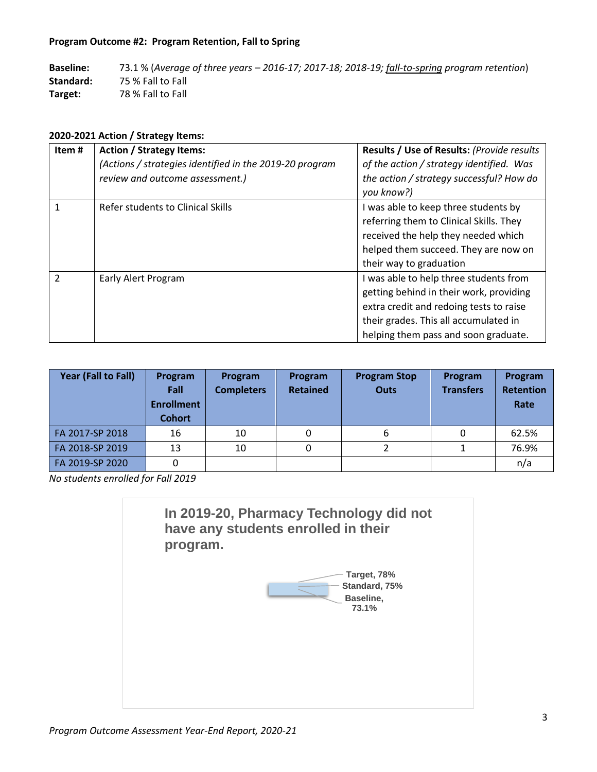**Program Outcome #2: Program Retention, Fall to Spring**

**Baseline:** 73.1 % (*Average of three years – 2016-17; 2017-18; 2018-19; fall-to-spring program retention*)
**Standard:** 75 % Fall to Fall
**Target:** 78 % Fall to Fall

**2020-2021 Action / Strategy Items:**

| Item # | **Action / Strategy Items:** *(Actions / strategies identified in the 2019-20 program review and outcome assessment.)* | **Results / Use of Results:** *(Provide results of the action / strategy identified. Was the action / strategy successful? How do you know?)* |
|---|---|---|
| 1 | Refer students to Clinical Skills | I was able to keep three students by referring them to Clinical Skills. They received the help they needed which helped them succeed. They are now on their way to graduation |
| 2 | Early Alert Program | I was able to help three students from getting behind in their work, providing extra credit and redoing tests to raise their grades. This all accumulated in helping them pass and soon graduate. |

| Year (Fall to Fall) | Program Fall Enrollment Cohort | Program Completers | Program Retained | Program Stop Outs | Program Transfers | Program Retention Rate |
|---|---|---|---|---|---|---|
| FA 2017-SP 2018 | 16 | 10 | 0 | 6 | 0 | 62.5% |
| FA 2018-SP 2019 | 13 | 10 | 0 | 2 | 1 | 76.9% |
| FA 2019-SP 2020 | 0 | | | | | n/a |

*No students enrolled for Fall 2019*

**In 2019-20, Pharmacy Technology did not have any students enrolled in their program.**

Target, 78%
Standard, 75%
Baseline, 73.1%

*Program Outcome Assessment Year-End Report, 2020-21*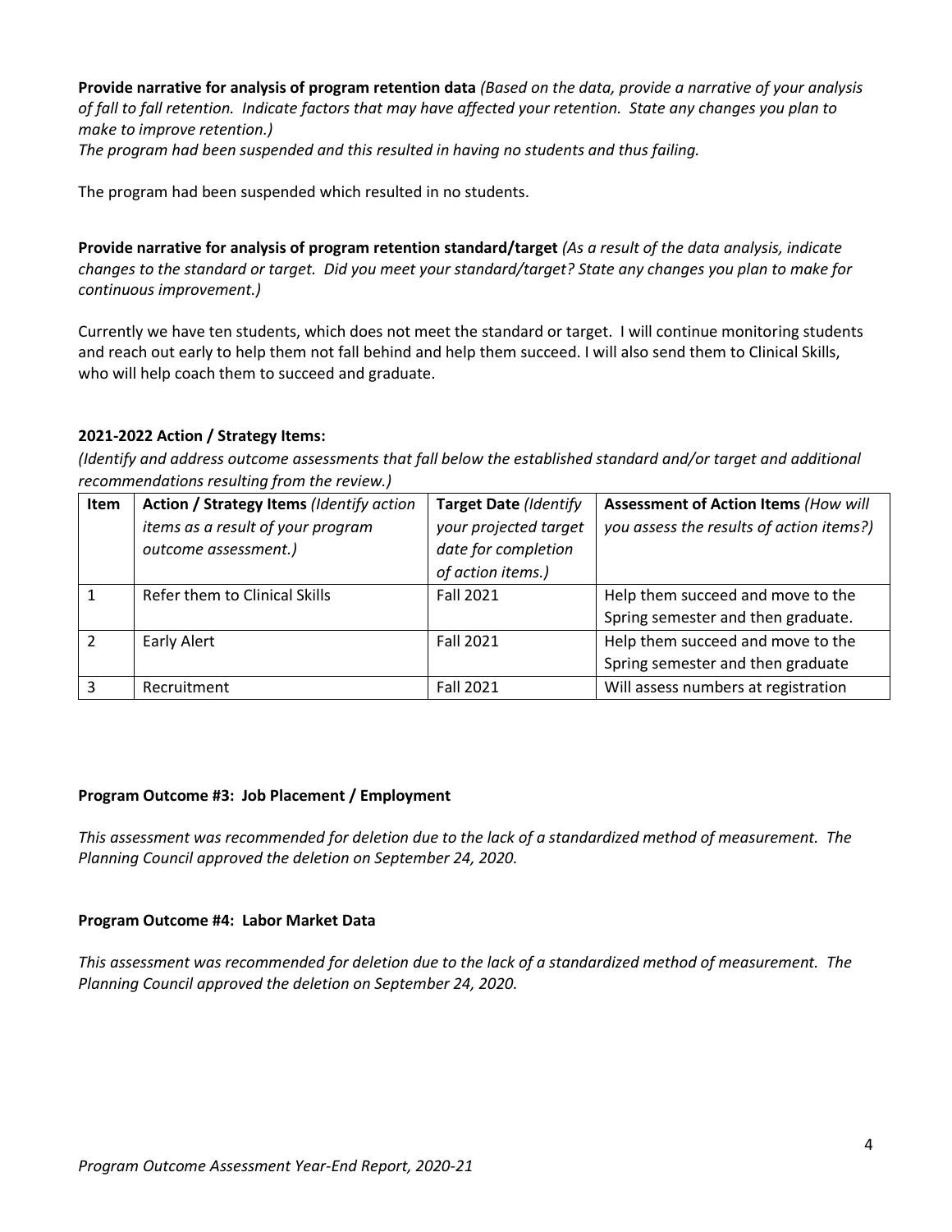**Provide narrative for analysis of program retention data** *(Based on the data, provide a narrative of your analysis of fall to fall retention. Indicate factors that may have affected your retention. State any changes you plan to make to improve retention.)*
*The program had been suspended and this resulted in having no students and thus failing.*

The program had been suspended which resulted in no students.

**Provide narrative for analysis of program retention standard/target** *(As a result of the data analysis, indicate changes to the standard or target. Did you meet your standard/target? State any changes you plan to make for continuous improvement.)*

Currently we have ten students, which does not meet the standard or target. I will continue monitoring students and reach out early to help them not fall behind and help them succeed. I will also send them to Clinical Skills, who will help coach them to succeed and graduate.

**2021-2022 Action / Strategy Items:**

*(Identify and address outcome assessments that fall below the established standard and/or target and additional recommendations resulting from the review.)*

| Item | **Action / Strategy Items** *(Identify action items as a result of your program outcome assessment.)* | **Target Date** *(Identify your projected target date for completion of action items.)* | **Assessment of Action Items** *(How will you assess the results of action items?)* |
|---|---|---|---|
| 1 | Refer them to Clinical Skills | Fall 2021 | Help them succeed and move to the Spring semester and then graduate. |
| 2 | Early Alert | Fall 2021 | Help them succeed and move to the Spring semester and then graduate |
| 3 | Recruitment | Fall 2021 | Will assess numbers at registration |

**Program Outcome #3: Job Placement / Employment**

*This assessment was recommended for deletion due to the lack of a standardized method of measurement. The Planning Council approved the deletion on September 24, 2020.*

**Program Outcome #4: Labor Market Data**

*This assessment was recommended for deletion due to the lack of a standardized method of measurement. The Planning Council approved the deletion on September 24, 2020.*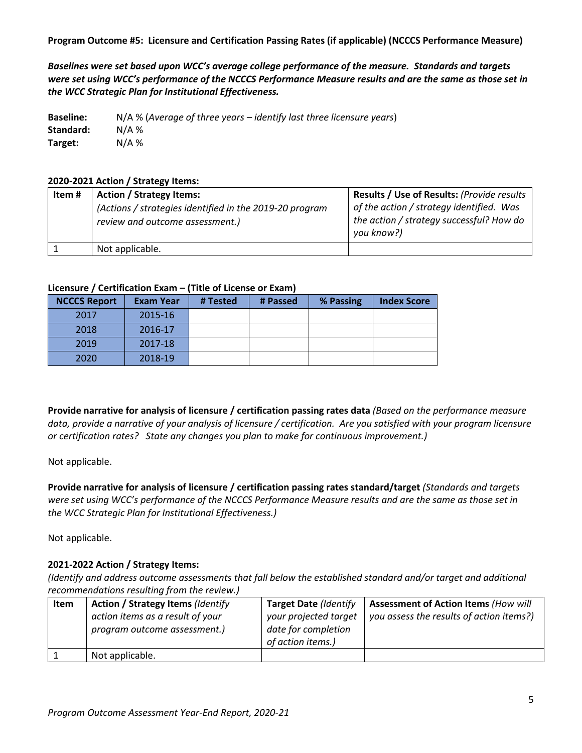**Program Outcome #5: Licensure and Certification Passing Rates (if applicable) (NCCCS Performance Measure)**

***Baselines were set based upon WCC's average college performance of the measure. Standards and targets were set using WCC's performance of the NCCCS Performance Measure results and are the same as those set in the WCC Strategic Plan for Institutional Effectiveness.***

**Baseline:** N/A % (*Average of three years – identify last three licensure years*)
**Standard:** N/A %
**Target:** N/A %

**2020-2021 Action / Strategy Items:**

| Item # | Action / Strategy Items: *(Actions / strategies identified in the 2019-20 program review and outcome assessment.)* | Results / Use of Results: *(Provide results of the action / strategy identified. Was the action / strategy successful? How do you know?)* |
|---|---|---|
| 1 | Not applicable. | |

**Licensure / Certification Exam – (Title of License or Exam)**

| NCCCS Report | Exam Year | # Tested | # Passed | % Passing | Index Score |
|---|---|---|---|---|---|
| 2017 | 2015-16 | | | | |
| 2018 | 2016-17 | | | | |
| 2019 | 2017-18 | | | | |
| 2020 | 2018-19 | | | | |

**Provide narrative for analysis of licensure / certification passing rates data** *(Based on the performance measure data, provide a narrative of your analysis of licensure / certification. Are you satisfied with your program licensure or certification rates? State any changes you plan to make for continuous improvement.)*

Not applicable.

**Provide narrative for analysis of licensure / certification passing rates standard/target** *(Standards and targets were set using WCC's performance of the NCCCS Performance Measure results and are the same as those set in the WCC Strategic Plan for Institutional Effectiveness.)*

Not applicable.

**2021-2022 Action / Strategy Items:**
*(Identify and address outcome assessments that fall below the established standard and/or target and additional recommendations resulting from the review.)*

| Item | Action / Strategy Items *(Identify action items as a result of your program outcome assessment.)* | Target Date *(Identify your projected target date for completion of action items.)* | Assessment of Action Items *(How will you assess the results of action items?)* |
|---|---|---|---|
| 1 | Not applicable. | | |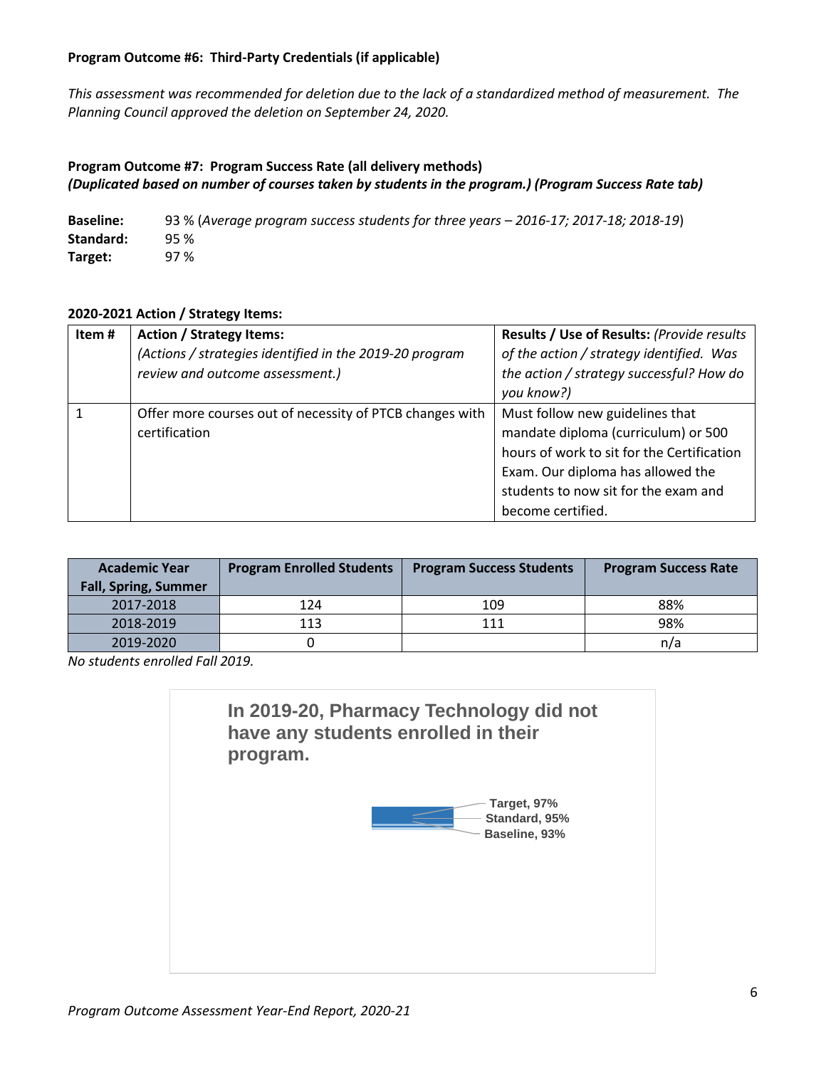**Program Outcome #6: Third-Party Credentials (if applicable)**

*This assessment was recommended for deletion due to the lack of a standardized method of measurement. The Planning Council approved the deletion on September 24, 2020.*

**Program Outcome #7: Program Success Rate (all delivery methods)**
***(Duplicated based on number of courses taken by students in the program.) (Program Success Rate tab)***

**Baseline:** 93 % (*Average program success students for three years – 2016-17; 2017-18; 2018-19*)
**Standard:** 95 %
**Target:** 97 %

**2020-2021 Action / Strategy Items:**

| Item # | **Action / Strategy Items:** *(Actions / strategies identified in the 2019-20 program review and outcome assessment.)* | **Results / Use of Results:** *(Provide results of the action / strategy identified. Was the action / strategy successful? How do you know?)* |
|---|---|---|
| 1 | Offer more courses out of necessity of PTCB changes with certification | Must follow new guidelines that mandate diploma (curriculum) or 500 hours of work to sit for the Certification Exam. Our diploma has allowed the students to now sit for the exam and become certified. |

| Academic Year Fall, Spring, Summer | Program Enrolled Students | Program Success Students | Program Success Rate |
|---|---|---|---|
| 2017-2018 | 124 | 109 | 88% |
| 2018-2019 | 113 | 111 | 98% |
| 2019-2020 | 0 | | n/a |

*No students enrolled Fall 2019.*

**In 2019-20, Pharmacy Technology did not have any students enrolled in their program.**

Target, 97%
Standard, 95%
Baseline, 93%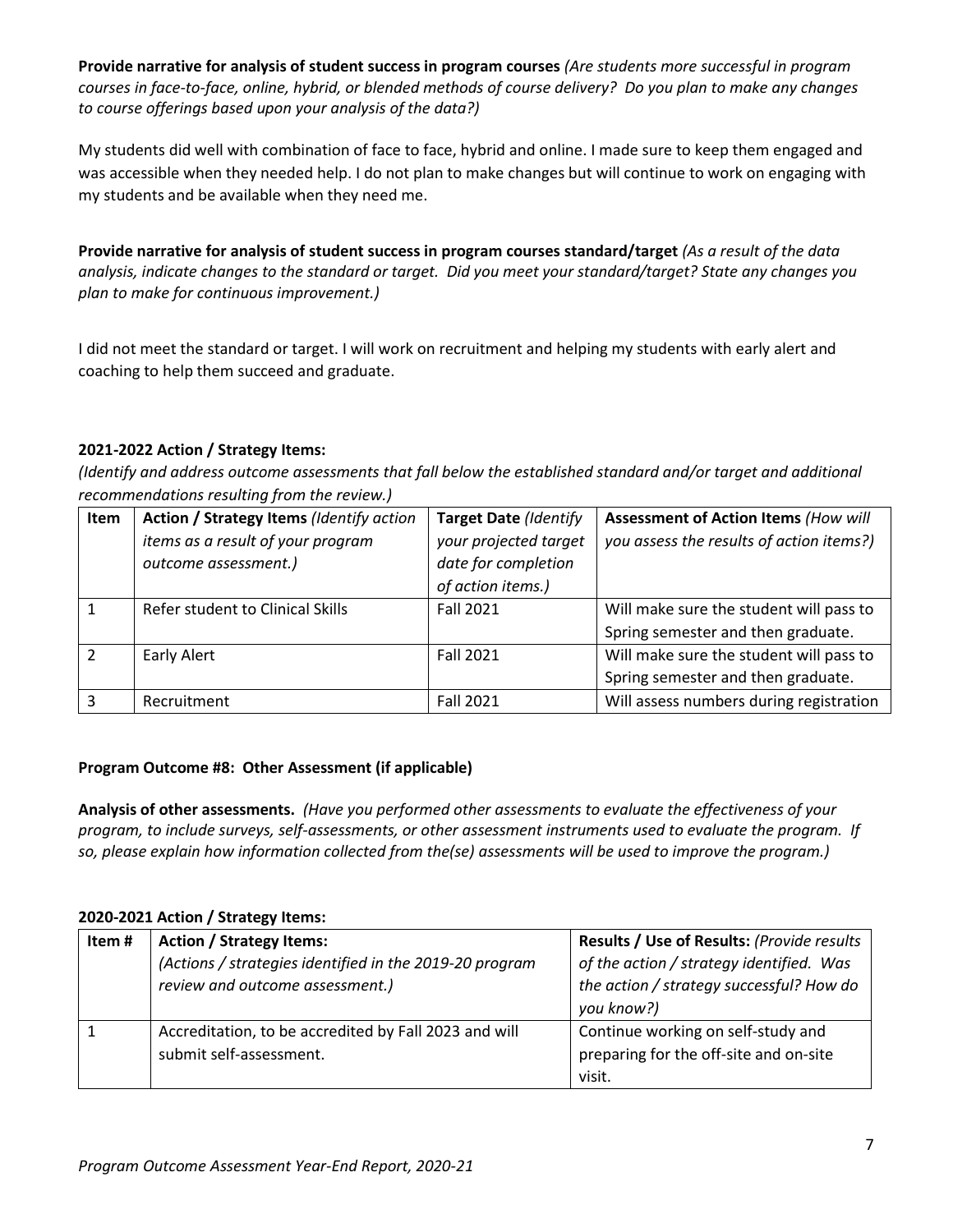**Provide narrative for analysis of student success in program courses** *(Are students more successful in program courses in face-to-face, online, hybrid, or blended methods of course delivery? Do you plan to make any changes to course offerings based upon your analysis of the data?)*

My students did well with combination of face to face, hybrid and online. I made sure to keep them engaged and was accessible when they needed help. I do not plan to make changes but will continue to work on engaging with my students and be available when they need me.

**Provide narrative for analysis of student success in program courses standard/target** *(As a result of the data analysis, indicate changes to the standard or target. Did you meet your standard/target? State any changes you plan to make for continuous improvement.)*

I did not meet the standard or target. I will work on recruitment and helping my students with early alert and coaching to help them succeed and graduate.

**2021-2022 Action / Strategy Items:**

*(Identify and address outcome assessments that fall below the established standard and/or target and additional recommendations resulting from the review.)*

| Item | **Action / Strategy Items** *(Identify action items as a result of your program outcome assessment.)* | **Target Date** *(Identify your projected target date for completion of action items.)* | **Assessment of Action Items** *(How will you assess the results of action items?)* |
|---|---|---|---|
| 1 | Refer student to Clinical Skills | Fall 2021 | Will make sure the student will pass to Spring semester and then graduate. |
| 2 | Early Alert | Fall 2021 | Will make sure the student will pass to Spring semester and then graduate. |
| 3 | Recruitment | Fall 2021 | Will assess numbers during registration |

**Program Outcome #8: Other Assessment (if applicable)**

**Analysis of other assessments.** *(Have you performed other assessments to evaluate the effectiveness of your program, to include surveys, self-assessments, or other assessment instruments used to evaluate the program. If so, please explain how information collected from the(se) assessments will be used to improve the program.)*

**2020-2021 Action / Strategy Items:**

| Item # | **Action / Strategy Items:** *(Actions / strategies identified in the 2019-20 program review and outcome assessment.)* | **Results / Use of Results:** *(Provide results of the action / strategy identified. Was the action / strategy successful? How do you know?)* |
|---|---|---|
| 1 | Accreditation, to be accredited by Fall 2023 and will submit self-assessment. | Continue working on self-study and preparing for the off-site and on-site visit. |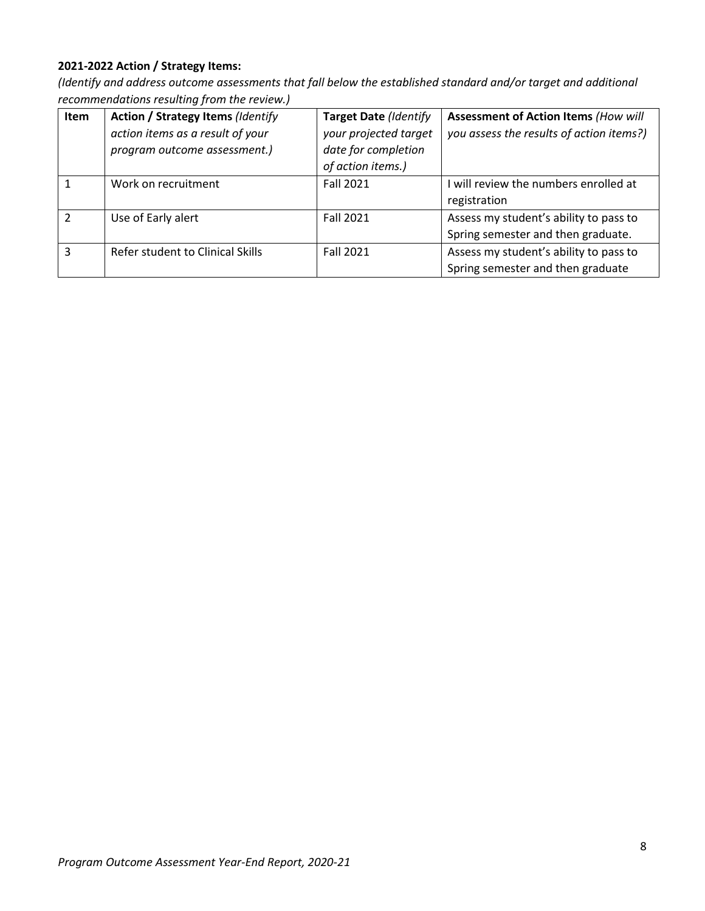**2021-2022 Action / Strategy Items:**

*(Identify and address outcome assessments that fall below the established standard and/or target and additional recommendations resulting from the review.)*

| Item | **Action / Strategy Items** *(Identify action items as a result of your program outcome assessment.)* | **Target Date** *(Identify your projected target date for completion of action items.)* | **Assessment of Action Items** *(How will you assess the results of action items?)* |
|---|---|---|---|
| 1 | Work on recruitment | Fall 2021 | I will review the numbers enrolled at registration |
| 2 | Use of Early alert | Fall 2021 | Assess my student's ability to pass to Spring semester and then graduate. |
| 3 | Refer student to Clinical Skills | Fall 2021 | Assess my student's ability to pass to Spring semester and then graduate |